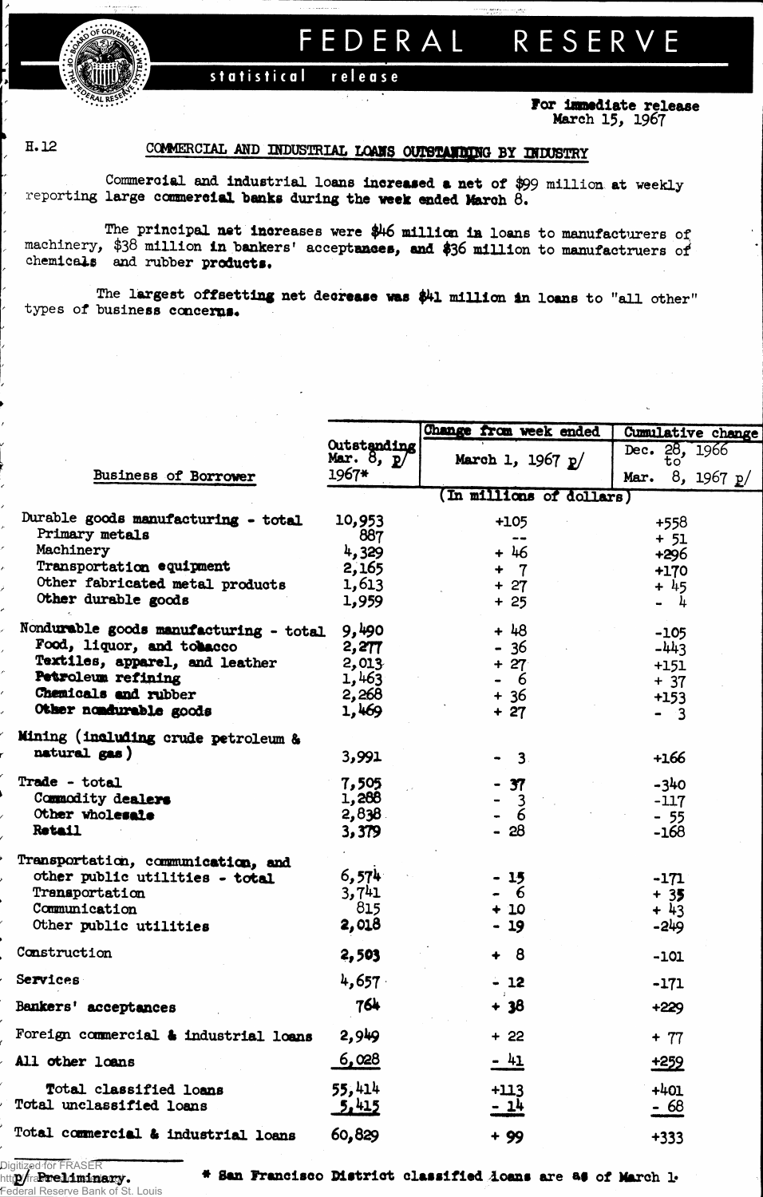# FEDERAL RESERVE

statistical release

For immediate release
March 15, 1967

H.12

## COMMERCIAL AND INDUSTRIAL LOANS OUTSTANDING BY INDUSTRY

Commercial and industrial loans increased a net of $99 million at weekly reporting large commercial banks during the week ended March 8.

The principal net increases were $46 million in loans to manufacturers of machinery, $38 million in bankers' acceptances, and $36 million to manufactruers of chemicals and rubber products.

The largest offsetting net decrease was $41 million in loans to "all other" types of business concerns.

| Business of Borrower | Outstanding Mar. 8, p/ 1967* | Change from week ended March 1, 1967 p/ | Cumulative change Dec. 28, 1966 to Mar. 8, 1967 p/ |
|---|---|---|---|
| | (In millions of dollars) | | |
| Durable goods manufacturing - total | 10,953 | +105 | +558 |
| Primary metals | 887 | -- | + 51 |
| Machinery | 4,329 | + 46 | +296 |
| Transportation equipment | 2,165 | + 7 | +170 |
| Other fabricated metal products | 1,613 | + 27 | + 45 |
| Other durable goods | 1,959 | + 25 | - 4 |
| Nondurable goods manufacturing - total | 9,490 | + 48 | -105 |
| Food, liquor, and tobacco | 2,277 | - 36 | -443 |
| Textiles, apparel, and leather | 2,013 | + 27 | +151 |
| Petroleum refining | 1,463 | - 6 | + 37 |
| Chemicals and rubber | 2,268 | + 36 | +153 |
| Other nondurable goods | 1,469 | + 27 | - 3 |
| Mining (including crude petroleum & natural gas) | 3,991 | - 3 | +166 |
| Trade - total | 7,505 | - 37 | -340 |
| Commodity dealers | 1,288 | - 3 | -117 |
| Other wholesale | 2,838 | - 6 | - 55 |
| Retail | 3,379 | - 28 | -168 |
| Transportation, communication, and other public utilities - total | 6,574 | - 15 | -171 |
| Transportation | 3,741 | - 6 | + 35 |
| Communication | 815 | + 10 | + 43 |
| Other public utilities | 2,018 | - 19 | -249 |
| Construction | 2,503 | + 8 | -101 |
| Services | 4,657 | - 12 | -171 |
| Bankers' acceptances | 764 | + 38 | +229 |
| Foreign commercial & industrial loans | 2,949 | + 22 | + 77 |
| All other loans | 6,028 | - 41 | +259 |
| Total classified loans | 55,414 | +113 | +401 |
| Total unclassified loans | 5,415 | - 14 | - 68 |
| Total commercial & industrial loans | 60,829 | + 99 | +333 |

p/ Preliminary.

\* San Francisco District classified loans are as of March 1.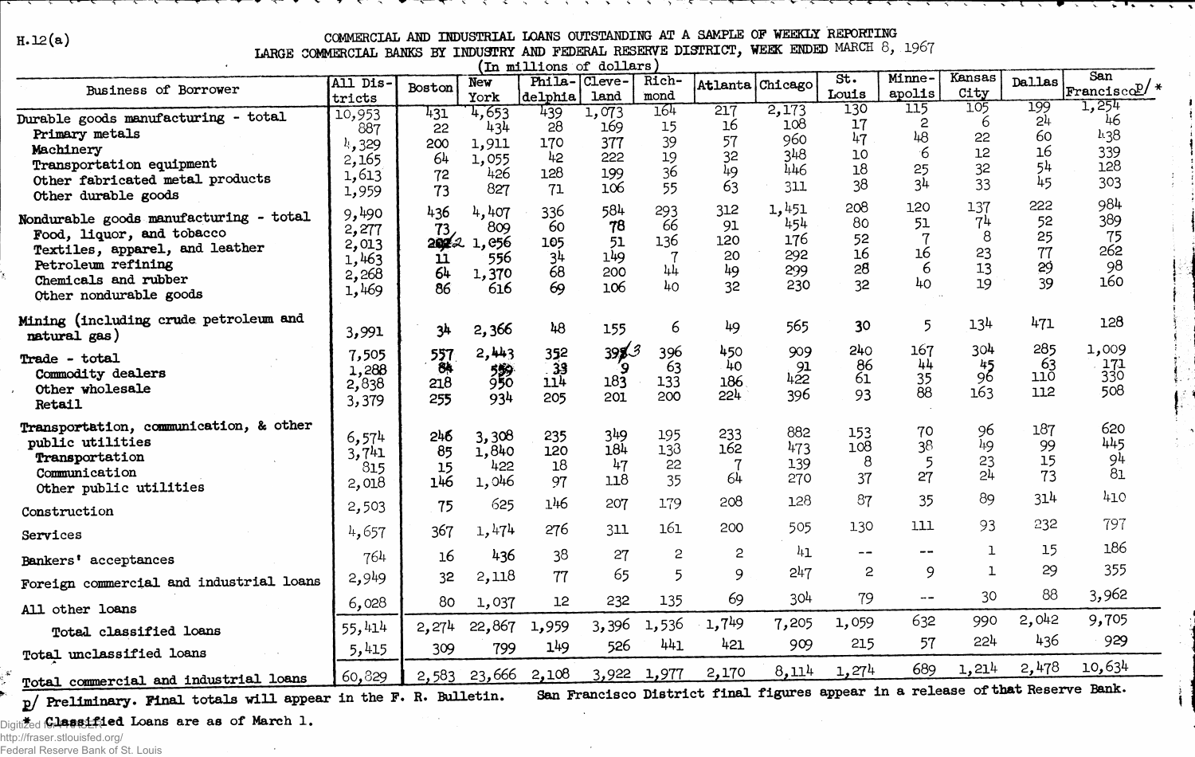H.12(a)

# COMMERCIAL AND INDUSTRIAL LOANS OUTSTANDING AT A SAMPLE OF WEEKLY REPORTING LARGE COMMERCIAL BANKS BY INDUSTRY AND FEDERAL RESERVE DISTRICT, WEEK ENDED MARCH 8, 1967

(In millions of dollars)

| Business of Borrower | All Districts | Boston | New York | Philadelphia | Cleveland | Richmond | Atlanta | Chicago | St. Louis | Minneapolis | Kansas City | Dallas | San Francisco p/ * |
|---|---|---|---|---|---|---|---|---|---|---|---|---|---|
| Durable goods manufacturing - total | 10,953 | 431 | 4,653 | 439 | 1,073 | 164 | 217 | 2,173 | 130 | 115 | 105 | 199 | 1,254 |
| Primary metals | 887 | 22 | 434 | 28 | 169 | 15 | 16 | 108 | 17 | 2 | 6 | 24 | 46 |
| Machinery | 4,329 | 200 | 1,911 | 170 | 377 | 39 | 57 | 960 | 47 | 48 | 22 | 60 | 438 |
| Transportation equipment | 2,165 | 64 | 1,055 | 42 | 222 | 19 | 32 | 348 | 10 | 6 | 12 | 16 | 339 |
| Other fabricated metal products | 1,613 | 72 | 426 | 128 | 199 | 36 | 49 | 446 | 18 | 25 | 32 | 54 | 128 |
| Other durable goods | 1,959 | 73 | 827 | 71 | 106 | 55 | 63 | 311 | 38 | 34 | 33 | 45 | 303 |
| Nondurable goods manufacturing - total | 9,490 | 436 | 4,407 | 336 | 584 | 293 | 312 | 1,451 | 208 | 120 | 137 | 222 | 984 |
| Food, liquor, and tobacco | 2,277 | 73 | 809 | 60 | 78 | 66 | 91 | 454 | 80 | 51 | 74 | 52 | 389 |
| Textiles, apparel, and leather | 2,013 | 202 | 1,056 | 105 | 51 | 136 | 120 | 176 | 52 | 7 | 8 | 25 | 75 |
| Petroleum refining | 1,463 | 11 | 556 | 34 | 149 | 7 | 20 | 292 | 16 | 16 | 23 | 77 | 262 |
| Chemicals and rubber | 2,268 | 64 | 1,370 | 68 | 200 | 44 | 49 | 299 | 28 | 6 | 13 | 29 | 98 |
| Other nondurable goods | 1,469 | 86 | 616 | 69 | 106 | 40 | 32 | 230 | 32 | 40 | 19 | 39 | 160 |
| Mining (including crude petroleum and natural gas) | 3,991 | 34 | 2,366 | 48 | 155 | 6 | 49 | 565 | 30 | 5 | 134 | 471 | 128 |
| Trade - total | 7,505 | 557 | 2,443 | 352 | 393 | 396 | 450 | 909 | 240 | 167 | 304 | 285 | 1,009 |
| Commodity dealers | 1,288 | 84 | 559 | 33 | 9 | 63 | 40 | 91 | 86 | 44 | 45 | 63 | 171 |
| Other wholesale | 2,838 | 218 | 950 | 114 | 183 | 133 | 186 | 422 | 61 | 35 | 96 | 110 | 330 |
| Retail | 3,379 | 255 | 934 | 205 | 201 | 200 | 224 | 396 | 93 | 88 | 163 | 112 | 508 |
| Transportation, communication, & other public utilities | 6,574 | 246 | 3,308 | 235 | 349 | 195 | 233 | 882 | 153 | 70 | 96 | 187 | 620 |
| Transportation | 3,741 | 85 | 1,840 | 120 | 184 | 138 | 162 | 473 | 108 | 38 | 49 | 99 | 445 |
| Communication | 815 | 15 | 422 | 18 | 47 | 22 | 7 | 139 | 8 | 5 | 23 | 15 | 94 |
| Other public utilities | 2,018 | 146 | 1,046 | 97 | 118 | 35 | 64 | 270 | 37 | 27 | 24 | 73 | 81 |
| Construction | 2,503 | 75 | 625 | 146 | 207 | 179 | 208 | 128 | 87 | 35 | 89 | 314 | 410 |
| Services | 4,657 | 367 | 1,474 | 276 | 311 | 161 | 200 | 505 | 130 | 111 | 93 | 232 | 797 |
| Bankers' acceptances | 764 | 16 | 436 | 38 | 27 | 2 | 2 | 41 | -- | -- | 1 | 15 | 186 |
| Foreign commercial and industrial loans | 2,949 | 32 | 2,118 | 77 | 65 | 5 | 9 | 247 | 2 | 9 | 1 | 29 | 355 |
| All other loans | 6,028 | 80 | 1,037 | 12 | 232 | 135 | 69 | 304 | 79 | -- | 30 | 88 | 3,962 |
| Total classified loans | 55,414 | 2,274 | 22,867 | 1,959 | 3,396 | 1,536 | 1,749 | 7,205 | 1,059 | 632 | 990 | 2,042 | 9,705 |
| Total unclassified loans | 5,415 | 309 | 799 | 149 | 526 | 441 | 421 | 909 | 215 | 57 | 224 | 436 | 929 |
| Total commercial and industrial loans | 60,829 | 2,583 | 23,666 | 2,108 | 3,922 | 1,977 | 2,170 | 8,114 | 1,274 | 689 | 1,214 | 2,478 | 10,634 |

p/ Preliminary. Final totals will appear in the F. R. Bulletin. San Francisco District final figures appear in a release of that Reserve Bank.

* Classified Loans are as of March 1.